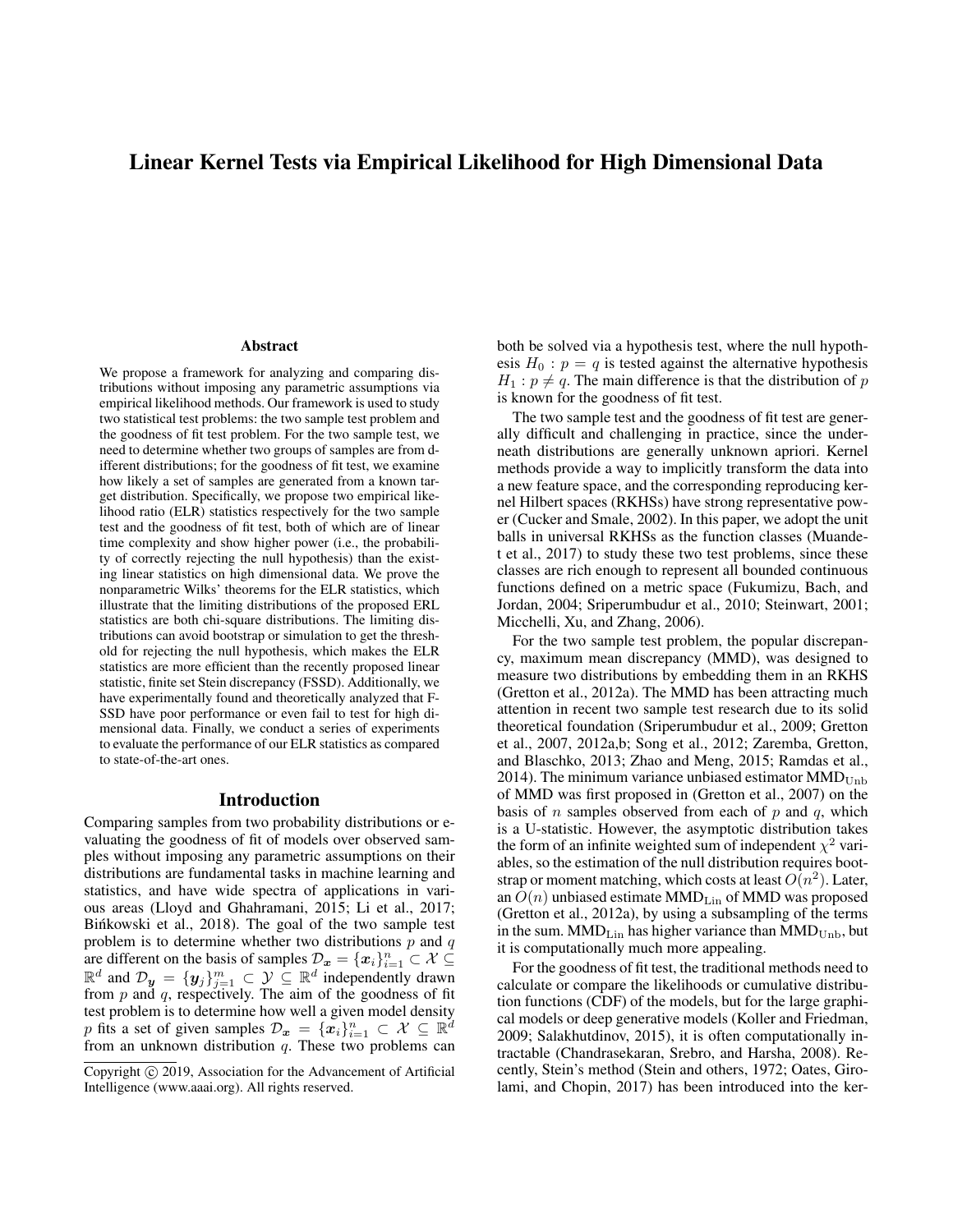# Linear Kernel Tests via Empirical Likelihood for High Dimensional Data

## Abstract

We propose a framework for analyzing and comparing distributions without imposing any parametric assumptions via empirical likelihood methods. Our framework is used to study two statistical test problems: the two sample test problem and the goodness of fit test problem. For the two sample test, we need to determine whether two groups of samples are from different distributions; for the goodness of fit test, we examine how likely a set of samples are generated from a known target distribution. Specifically, we propose two empirical likelihood ratio (ELR) statistics respectively for the two sample test and the goodness of fit test, both of which are of linear time complexity and show higher power (i.e., the probability of correctly rejecting the null hypothesis) than the existing linear statistics on high dimensional data. We prove the nonparametric Wilks' theorems for the ELR statistics, which illustrate that the limiting distributions of the proposed ERL statistics are both chi-square distributions. The limiting distributions can avoid bootstrap or simulation to get the threshold for rejecting the null hypothesis, which makes the ELR statistics are more efficient than the recently proposed linear statistic, finite set Stein discrepancy (FSSD). Additionally, we have experimentally found and theoretically analyzed that FSSD have poor performance or even fail to test for high dimensional data. Finally, we conduct a series of experiments to evaluate the performance of our ELR statistics as compared to state-of-the-art ones.

## Introduction

Comparing samples from two probability distributions or evaluating the goodness of fit of models over observed samples without imposing any parametric assumptions on their distributions are fundamental tasks in machine learning and statistics, and have wide spectra of applications in various areas (Lloyd and Ghahramani, 2015; Li et al., 2017; Bińkowski et al., 2018). The goal of the two sample test problem is to determine whether two distributions $p$ and $q$ are different on the basis of samples $\mathcal{D}_{\boldsymbol{x}} = \{\boldsymbol{x}_i\}_{i=1}^n \subset \mathcal{X} \subseteq \mathbb{R}^d$ and $\mathcal{D}_{\boldsymbol{y}} = \{\boldsymbol{y}_j\}_{j=1}^m \subset \mathcal{Y} \subseteq \mathbb{R}^d$ independently drawn from $p$ and $q$, respectively. The aim of the goodness of fit test problem is to determine how well a given model density $p$ fits a set of given samples $\mathcal{D}_{\boldsymbol{x}} = \{\boldsymbol{x}_i\}_{i=1}^n \subset \mathcal{X} \subseteq \mathbb{R}^d$ from an unknown distribution $q$. These two problems can both be solved via a hypothesis test, where the null hypothesis $H_0 : p = q$ is tested against the alternative hypothesis $H_1 : p \neq q$. The main difference is that the distribution of $p$ is known for the goodness of fit test.

The two sample test and the goodness of fit test are generally difficult and challenging in practice, since the underneath distributions are generally unknown apriori. Kernel methods provide a way to implicitly transform the data into a new feature space, and the corresponding reproducing kernel Hilbert spaces (RKHSs) have strong representative power (Cucker and Smale, 2002). In this paper, we adopt the unit balls in universal RKHSs as the function classes (Muandet et al., 2017) to study these two test problems, since these classes are rich enough to represent all bounded continuous functions defined on a metric space (Fukumizu, Bach, and Jordan, 2004; Sriperumbudur et al., 2010; Steinwart, 2001; Micchelli, Xu, and Zhang, 2006).

For the two sample test problem, the popular discrepancy, maximum mean discrepancy (MMD), was designed to measure two distributions by embedding them in an RKHS (Gretton et al., 2012a). The MMD has been attracting much attention in recent two sample test research due to its solid theoretical foundation (Sriperumbudur et al., 2009; Gretton et al., 2007, 2012a,b; Song et al., 2012; Zaremba, Gretton, and Blaschko, 2013; Zhao and Meng, 2015; Ramdas et al., 2014). The minimum variance unbiased estimator $\mathrm{MMD}_{\mathrm{Unb}}$ of MMD was first proposed in (Gretton et al., 2007) on the basis of $n$ samples observed from each of $p$ and $q$, which is a U-statistic. However, the asymptotic distribution takes the form of an infinite weighted sum of independent $\chi^2$ variables, so the estimation of the null distribution requires bootstrap or moment matching, which costs at least $O(n^2)$. Later, an $O(n)$ unbiased estimate $\mathrm{MMD}_{\mathrm{Lin}}$ of MMD was proposed (Gretton et al., 2012a), by using a subsampling of the terms in the sum. $\mathrm{MMD}_{\mathrm{Lin}}$ has higher variance than $\mathrm{MMD}_{\mathrm{Unb}}$, but it is computationally much more appealing.

For the goodness of fit test, the traditional methods need to calculate or compare the likelihoods or cumulative distribution functions (CDF) of the models, but for the large graphical models or deep generative models (Koller and Friedman, 2009; Salakhutdinov, 2015), it is often computationally intractable (Chandrasekaran, Srebro, and Harsha, 2008). Recently, Stein's method (Stein and others, 1972; Oates, Girolami, and Chopin, 2017) has been introduced into the ker-

Copyright © 2019, Association for the Advancement of Artificial Intelligence (www.aaai.org). All rights reserved.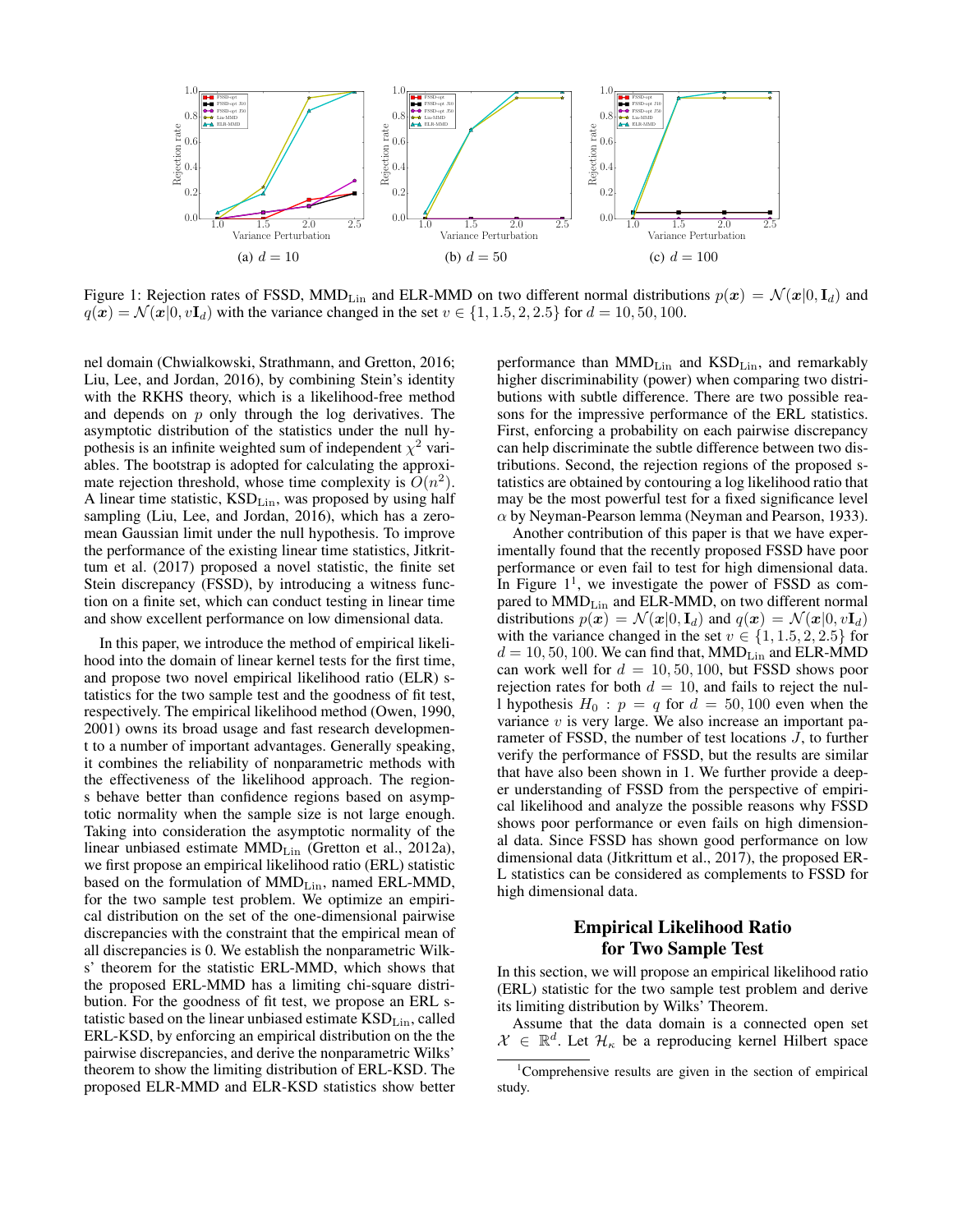Figure 1: Rejection rates of FSSD, $\text{MMD}_{\text{Lin}}$ and ELR-MMD on two different normal distributions $p(\boldsymbol{x}) = \mathcal{N}(\boldsymbol{x}|0, \mathbf{I}_d)$ and $q(\boldsymbol{x}) = \mathcal{N}(\boldsymbol{x}|0, v\mathbf{I}_d)$ with the variance changed in the set $v \in \{1, 1.5, 2, 2.5\}$ for $d = 10, 50, 100$.

(a) $d = 10$ (b) $d = 50$ (c) $d = 100$

nel domain (Chwialkowski, Strathmann, and Gretton, 2016; Liu, Lee, and Jordan, 2016), by combining Stein's identity with the RKHS theory, which is a likelihood-free method and depends on $p$ only through the log derivatives. The asymptotic distribution of the statistics under the null hypothesis is an infinite weighted sum of independent $\chi^2$ variables. The bootstrap is adopted for calculating the approximate rejection threshold, whose time complexity is $O(n^2)$. A linear time statistic, $\text{KSD}_{\text{Lin}}$, was proposed by using half sampling (Liu, Lee, and Jordan, 2016), which has a zero-mean Gaussian limit under the null hypothesis. To improve the performance of the existing linear time statistics, Jitkrittum et al. (2017) proposed a novel statistic, the finite set Stein discrepancy (FSSD), by introducing a witness function on a finite set, which can conduct testing in linear time and show excellent performance on low dimensional data.

In this paper, we introduce the method of empirical likelihood into the domain of linear kernel tests for the first time, and propose two novel empirical likelihood ratio (ELR) statistics for the two sample test and the goodness of fit test, respectively. The empirical likelihood method (Owen, 1990, 2001) owns its broad usage and fast research development to a number of important advantages. Generally speaking, it combines the reliability of nonparametric methods with the effectiveness of the likelihood approach. The regions behave better than confidence regions based on asymptotic normality when the sample size is not large enough. Taking into consideration the asymptotic normality of the linear unbiased estimate $\text{MMD}_{\text{Lin}}$ (Gretton et al., 2012a), we first propose an empirical likelihood ratio (ERL) statistic based on the formulation of $\text{MMD}_{\text{Lin}}$, named ERL-MMD, for the two sample test problem. We optimize an empirical distribution on the set of the one-dimensional pairwise discrepancies with the constraint that the empirical mean of all discrepancies is 0. We establish the nonparametric Wilks' theorem for the statistic ERL-MMD, which shows that the proposed ERL-MMD has a limiting chi-square distribution. For the goodness of fit test, we propose an ERL statistic based on the linear unbiased estimate $\text{KSD}_{\text{Lin}}$, called ERL-KSD, by enforcing an empirical distribution on the the pairwise discrepancies, and derive the nonparametric Wilks' theorem to show the limiting distribution of ERL-KSD. The proposed ELR-MMD and ELR-KSD statistics show better performance than $\text{MMD}_{\text{Lin}}$ and $\text{KSD}_{\text{Lin}}$, and remarkably higher discriminability (power) when comparing two distributions with subtle difference. There are two possible reasons for the impressive performance of the ERL statistics. First, enforcing a probability on each pairwise discrepancy can help discriminate the subtle difference between two distributions. Second, the rejection regions of the proposed statistics are obtained by contouring a log likelihood ratio that may be the most powerful test for a fixed significance level $\alpha$ by Neyman-Pearson lemma (Neyman and Pearson, 1933).

Another contribution of this paper is that we have experimentally found that the recently proposed FSSD have poor performance or even fail to test for high dimensional data. In Figure 1[1], we investigate the power of FSSD as compared to $\text{MMD}_{\text{Lin}}$ and ELR-MMD, on two different normal distributions $p(\boldsymbol{x}) = \mathcal{N}(\boldsymbol{x}|0, \mathbf{I}_d)$ and $q(\boldsymbol{x}) = \mathcal{N}(\boldsymbol{x}|0, v\mathbf{I}_d)$ with the variance changed in the set $v \in \{1, 1.5, 2, 2.5\}$ for $d = 10, 50, 100$. We can find that, $\text{MMD}_{\text{Lin}}$ and ELR-MMD can work well for $d = 10, 50, 100$, but FSSD shows poor rejection rates for both $d = 10$, and fails to reject the null hypothesis $H_0 : p = q$ for $d = 50, 100$ even when the variance $v$ is very large. We also increase an important parameter of FSSD, the number of test locations $J$, to further verify the performance of FSSD, but the results are similar that have also been shown in 1. We further provide a deeper understanding of FSSD from the perspective of empirical likelihood and analyze the possible reasons why FSSD shows poor performance or even fails on high dimensional data. Since FSSD has shown good performance on low dimensional data (Jitkrittum et al., 2017), the proposed ERL statistics can be considered as complements to FSSD for high dimensional data.

## Empirical Likelihood Ratio for Two Sample Test

In this section, we will propose an empirical likelihood ratio (ERL) statistic for the two sample test problem and derive its limiting distribution by Wilks' Theorem.

Assume that the data domain is a connected open set $\mathcal{X} \in \mathbb{R}^d$. Let $\mathcal{H}_\kappa$ be a reproducing kernel Hilbert space

[1]Comprehensive results are given in the section of empirical study.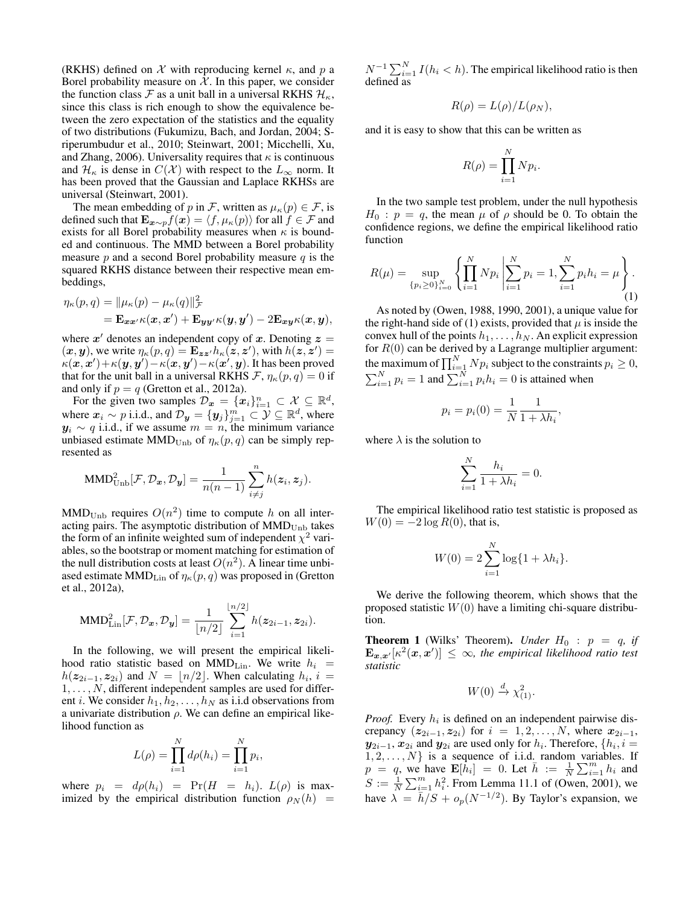(RKHS) defined on $\mathcal{X}$ with reproducing kernel $\kappa$, and $p$ a Borel probability measure on $\mathcal{X}$. In this paper, we consider the function class $\mathcal{F}$ as a unit ball in a universal RKHS $\mathcal{H}_\kappa$, since this class is rich enough to show the equivalence between the zero expectation of the statistics and the equality of two distributions (Fukumizu, Bach, and Jordan, 2004; Sriperumbudur et al., 2010; Steinwart, 2001; Micchelli, Xu, and Zhang, 2006). Universality requires that $\kappa$ is continuous and $\mathcal{H}_\kappa$ is dense in $C(\mathcal{X})$ with respect to the $L_\infty$ norm. It has been proved that the Gaussian and Laplace RKHSs are universal (Steinwart, 2001).

The mean embedding of $p$ in $\mathcal{F}$, written as $\mu_\kappa(p) \in \mathcal{F}$, is defined such that $\mathbf{E}_{\boldsymbol{x}\sim p} f(\boldsymbol{x}) = \langle f, \mu_\kappa(p)\rangle$ for all $f \in \mathcal{F}$ and exists for all Borel probability measures when $\kappa$ is bounded and continuous. The MMD between a Borel probability measure $p$ and a second Borel probability measure $q$ is the squared RKHS distance between their respective mean embeddings,

$$\begin{aligned}\eta_\kappa(p, q) &= \|\mu_\kappa(p) - \mu_\kappa(q)\|^2_{\mathcal{F}} \\ &= \mathbf{E}_{\boldsymbol{x}\boldsymbol{x}'}\kappa(\boldsymbol{x}, \boldsymbol{x}') + \mathbf{E}_{\boldsymbol{y}\boldsymbol{y}'}\kappa(\boldsymbol{y}, \boldsymbol{y}') - 2\mathbf{E}_{\boldsymbol{x}\boldsymbol{y}}\kappa(\boldsymbol{x}, \boldsymbol{y}),\end{aligned}$$

where $\boldsymbol{x}'$ denotes an independent copy of $\boldsymbol{x}$. Denoting $\boldsymbol{z} = (\boldsymbol{x}, \boldsymbol{y})$, we write $\eta_\kappa(p, q) = \mathbf{E}_{\boldsymbol{z}\boldsymbol{z}'} h_\kappa(\boldsymbol{z}, \boldsymbol{z}')$, with $h(\boldsymbol{z}, \boldsymbol{z}') = \kappa(\boldsymbol{x}, \boldsymbol{x}') + \kappa(\boldsymbol{y}, \boldsymbol{y}') - \kappa(\boldsymbol{x}, \boldsymbol{y}') - \kappa(\boldsymbol{x}', \boldsymbol{y})$. It has been proved that for the unit ball in a universal RKHS $\mathcal{F}$, $\eta_\kappa(p, q) = 0$ if and only if $p = q$ (Gretton et al., 2012a).

For the given two samples $\mathcal{D}_{\boldsymbol{x}} = \{\boldsymbol{x}_i\}_{i=1}^n \subset \mathcal{X} \subseteq \mathbb{R}^d$, where $\boldsymbol{x}_i \sim p$ i.i.d., and $\mathcal{D}_{\boldsymbol{y}} = \{\boldsymbol{y}_j\}_{j=1}^m \subset \mathcal{Y} \subseteq \mathbb{R}^d$, where $\boldsymbol{y}_i \sim q$ i.i.d., if we assume $m = n$, the minimum variance unbiased estimate $\mathrm{MMD}_{\mathrm{Unb}}$ of $\eta_\kappa(p, q)$ can be simply represented as

$$\mathrm{MMD}^2_{\mathrm{Unb}}[\mathcal{F}, \mathcal{D}_{\boldsymbol{x}}, \mathcal{D}_{\boldsymbol{y}}] = \frac{1}{n(n-1)} \sum_{i \neq j}^{n} h(\boldsymbol{z}_i, \boldsymbol{z}_j).$$

$\mathrm{MMD}_{\mathrm{Unb}}$ requires $O(n^2)$ time to compute $h$ on all interacting pairs. The asymptotic distribution of $\mathrm{MMD}_{\mathrm{Unb}}$ takes the form of an infinite weighted sum of independent $\chi^2$ variables, so the bootstrap or moment matching for estimation of the null distribution costs at least $O(n^2)$. A linear time unbiased estimate $\mathrm{MMD}_{\mathrm{Lin}}$ of $\eta_\kappa(p, q)$ was proposed in (Gretton et al., 2012a),

$$\mathrm{MMD}^2_{\mathrm{Lin}}[\mathcal{F}, \mathcal{D}_{\boldsymbol{x}}, \mathcal{D}_{\boldsymbol{y}}] = \frac{1}{\lfloor n/2 \rfloor} \sum_{i=1}^{\lfloor n/2 \rfloor} h(\boldsymbol{z}_{2i-1}, \boldsymbol{z}_{2i}).$$

In the following, we will present the empirical likelihood ratio statistic based on $\mathrm{MMD}_{\mathrm{Lin}}$. We write $h_i = h(\boldsymbol{z}_{2i-1}, \boldsymbol{z}_{2i})$ and $N = \lfloor n/2 \rfloor$. When calculating $h_i$, $i = 1, \ldots, N$, different independent samples are used for different $i$. We consider $h_1, h_2, \ldots, h_N$ as i.i.d observations from a univariate distribution $\rho$. We can define an empirical likelihood function as

$$L(\rho) = \prod_{i=1}^{N} d\rho(h_i) = \prod_{i=1}^{N} p_i,$$

where $p_i = d\rho(h_i) = \Pr(H = h_i)$. $L(\rho)$ is maximized by the empirical distribution function $\rho_N(h) = N^{-1}\sum_{i=1}^{N} I(h_i < h)$. The empirical likelihood ratio is then defined as

$$R(\rho) = L(\rho)/L(\rho_N),$$

and it is easy to show that this can be written as

$$R(\rho) = \prod_{i=1}^{N} N p_i.$$

In the two sample test problem, under the null hypothesis $H_0 : p = q$, the mean $\mu$ of $\rho$ should be 0. To obtain the confidence regions, we define the empirical likelihood ratio function

$$R(\mu) = \sup_{\{p_i \geq 0\}_{i=0}^N} \left\{ \prod_{i=1}^{N} N p_i \,\middle|\, \sum_{i=1}^{N} p_i = 1, \sum_{i=1}^{N} p_i h_i = \mu \right\}. \tag{1}$$

As noted by (Owen, 1988, 1990, 2001), a unique value for the right-hand side of (1) exists, provided that $\mu$ is inside the convex hull of the points $h_1, \ldots, h_N$. An explicit expression for $R(0)$ can be derived by a Lagrange multiplier argument: the maximum of $\prod_{i=1}^{N} N p_i$ subject to the constraints $p_i \geq 0$, $\sum_{i=1}^{N} p_i = 1$ and $\sum_{i=1}^{N} p_i h_i = 0$ is attained when

$$p_i = p_i(0) = \frac{1}{N} \frac{1}{1 + \lambda h_i},$$

where $\lambda$ is the solution to

$$\sum_{i=1}^{N} \frac{h_i}{1 + \lambda h_i} = 0.$$

The empirical likelihood ratio test statistic is proposed as $W(0) = -2 \log R(0)$, that is,

$$W(0) = 2 \sum_{i=1}^{N} \log\{1 + \lambda h_i\}.$$

We derive the following theorem, which shows that the proposed statistic $W(0)$ have a limiting chi-square distribution.

**Theorem 1** (Wilks' Theorem)**.** *Under $H_0 : p = q$, if $\mathbf{E}_{\boldsymbol{x},\boldsymbol{x}'}[\kappa^2(\boldsymbol{x}, \boldsymbol{x}')] \leq \infty$, the empirical likelihood ratio test statistic*

$$W(0) \xrightarrow{d} \chi^2_{(1)}.$$

*Proof.* Every $h_i$ is defined on an independent pairwise discrepancy $(\boldsymbol{z}_{2i-1}, \boldsymbol{z}_{2i})$ for $i = 1, 2, \ldots, N$, where $\boldsymbol{x}_{2i-1}$, $\boldsymbol{y}_{2i-1}$, $\boldsymbol{x}_{2i}$ and $\boldsymbol{y}_{2i}$ are used only for $h_i$. Therefore, $\{h_i, i = 1, 2, \ldots, N\}$ is a sequence of i.i.d. random variables. If $p = q$, we have $\mathbf{E}[h_i] = 0$. Let $\bar{h} := \frac{1}{N}\sum_{i=1}^{m} h_i$ and $S := \frac{1}{N}\sum_{i=1}^{m} h_i^2$. From Lemma 11.1 of (Owen, 2001), we have $\lambda = \bar{h}/S + o_p(N^{-1/2})$. By Taylor's expansion, we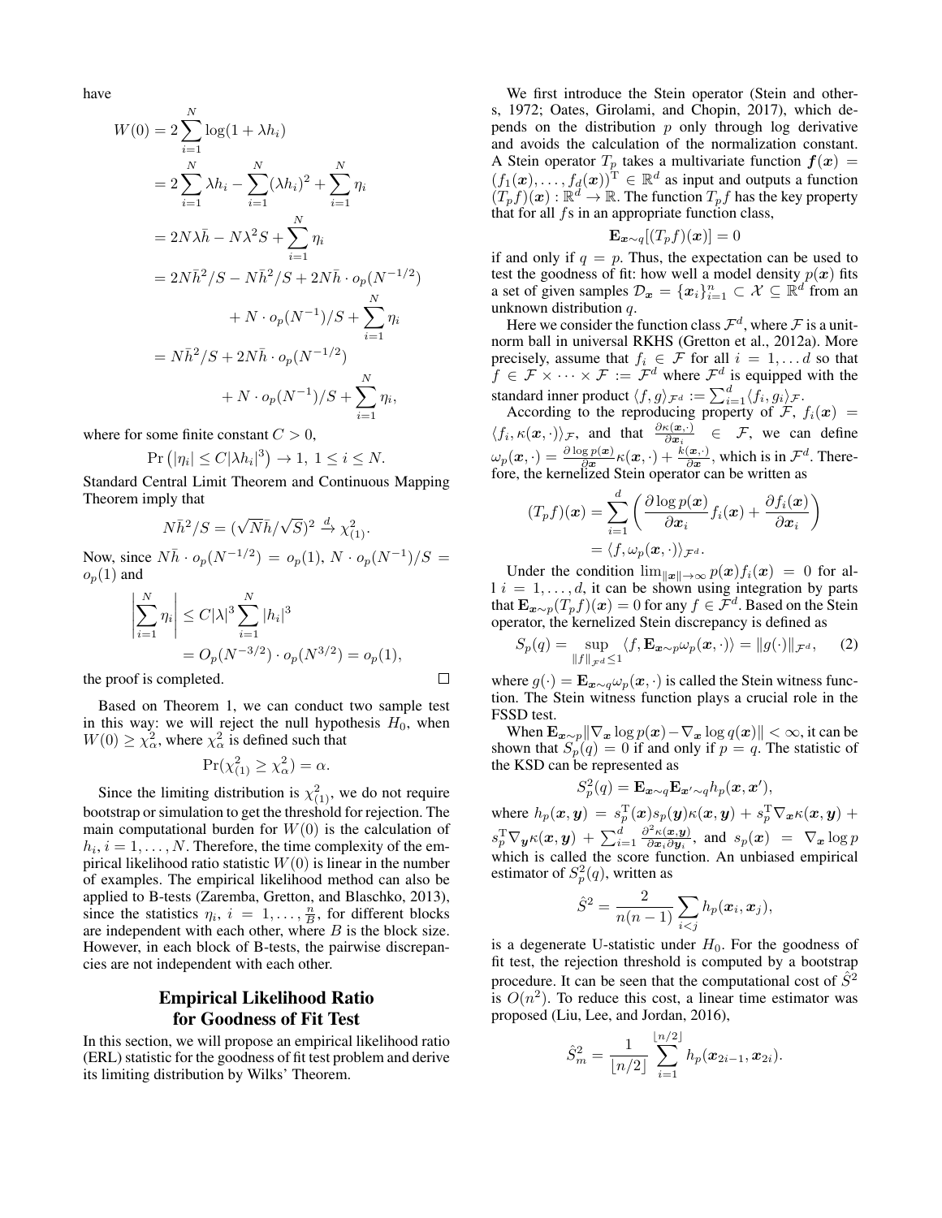have

$$
\begin{aligned}
W(0) &= 2\sum_{i=1}^{N} \log(1+\lambda h_i) \\
&= 2\sum_{i=1}^{N} \lambda h_i - \sum_{i=1}^{N} (\lambda h_i)^2 + \sum_{i=1}^{N} \eta_i \\
&= 2N\lambda \bar{h} - N\lambda^2 S + \sum_{i=1}^{N} \eta_i \\
&= 2N\bar{h}^2/S - N\bar{h}^2/S + 2N\bar{h} \cdot o_p(N^{-1/2}) \\
&\quad + N \cdot o_p(N^{-1})/S + \sum_{i=1}^{N} \eta_i \\
&= N\bar{h}^2/S + 2N\bar{h} \cdot o_p(N^{-1/2}) \\
&\quad + N \cdot o_p(N^{-1})/S + \sum_{i=1}^{N} \eta_i,
\end{aligned}
$$

where for some finite constant $C > 0$,

$$
\Pr\left(|\eta_i| \le C|\lambda h_i|^3\right) \to 1, \ 1 \le i \le N.
$$

Standard Central Limit Theorem and Continuous Mapping Theorem imply that

$$
N\bar{h}^2/S = (\sqrt{N}\bar{h}/\sqrt{S})^2 \xrightarrow{d} \chi^2_{(1)}.
$$

Now, since $N\bar{h} \cdot o_p(N^{-1/2}) = o_p(1)$, $N \cdot o_p(N^{-1})/S = o_p(1)$ and

$$
\begin{aligned}
\left|\sum_{i=1}^{N} \eta_i\right| &\le C|\lambda|^3 \sum_{i=1}^{N} |h_i|^3 \\
&= O_p(N^{-3/2}) \cdot o_p(N^{3/2}) = o_p(1),
\end{aligned}
$$

the proof is completed. □

Based on Theorem 1, we can conduct two sample test in this way: we will reject the null hypothesis $H_0$, when $W(0) \ge \chi^2_\alpha$, where $\chi^2_\alpha$ is defined such that

$$
\Pr(\chi^2_{(1)} \ge \chi^2_\alpha) = \alpha.
$$

Since the limiting distribution is $\chi^2_{(1)}$, we do not require bootstrap or simulation to get the threshold for rejection. The main computational burden for $W(0)$ is the calculation of $h_i, i = 1, \dots, N$. Therefore, the time complexity of the empirical likelihood ratio statistic $W(0)$ is linear in the number of examples. The empirical likelihood method can also be applied to B-tests (Zaremba, Gretton, and Blaschko, 2013), since the statistics $\eta_i$, $i = 1, \dots, \frac{n}{B}$, for different blocks are independent with each other, where $B$ is the block size. However, in each block of B-tests, the pairwise discrepancies are not independent with each other.

## Empirical Likelihood Ratio for Goodness of Fit Test

In this section, we will propose an empirical likelihood ratio (ERL) statistic for the goodness of fit test problem and derive its limiting distribution by Wilks' Theorem.

We first introduce the Stein operator (Stein and others, 1972; Oates, Girolami, and Chopin, 2017), which depends on the distribution $p$ only through log derivative and avoids the calculation of the normalization constant. A Stein operator $T_p$ takes a multivariate function $\boldsymbol{f}(\boldsymbol{x}) = (f_1(\boldsymbol{x}), \dots, f_d(\boldsymbol{x}))^{\mathrm{T}} \in \mathbb{R}^d$ as input and outputs a function $(T_p f)(\boldsymbol{x}) : \mathbb{R}^d \to \mathbb{R}$. The function $T_p f$ has the key property that for all $f$s in an appropriate function class,

$$
\mathbf{E}_{\boldsymbol{x}\sim q}[(T_p f)(\boldsymbol{x})] = 0
$$

if and only if $q = p$. Thus, the expectation can be used to test the goodness of fit: how well a model density $p(\boldsymbol{x})$ fits a set of given samples $\mathcal{D}_{\boldsymbol{x}} = \{\boldsymbol{x}_i\}_{i=1}^n \subset \mathcal{X} \subseteq \mathbb{R}^d$ from an unknown distribution $q$.

Here we consider the function class $\mathcal{F}^d$, where $\mathcal{F}$ is a unit-norm ball in universal RKHS (Gretton et al., 2012a). More precisely, assume that $f_i \in \mathcal{F}$ for all $i = 1, \dots d$ so that $f \in \mathcal{F} \times \cdots \times \mathcal{F} := \mathcal{F}^d$ where $\mathcal{F}^d$ is equipped with the standard inner product $\langle f, g\rangle_{\mathcal{F}^d} := \sum_{i=1}^d \langle f_i, g_i\rangle_{\mathcal{F}}$.

According to the reproducing property of $\mathcal{F}$, $f_i(\boldsymbol{x}) = \langle f_i, \kappa(\boldsymbol{x}, \cdot)\rangle_{\mathcal{F}}$, and that $\frac{\partial \kappa(\boldsymbol{x}, \cdot)}{\partial \boldsymbol{x}_i} \in \mathcal{F}$, we can define $\omega_p(\boldsymbol{x}, \cdot) = \frac{\partial \log p(\boldsymbol{x})}{\partial \boldsymbol{x}} \kappa(\boldsymbol{x}, \cdot) + \frac{k(\boldsymbol{x}, \cdot)}{\partial \boldsymbol{x}}$, which is in $\mathcal{F}^d$. Therefore, the kernelized Stein operator can be written as

$$
\begin{aligned}
(T_p f)(\boldsymbol{x}) &= \sum_{i=1}^{d} \left( \frac{\partial \log p(\boldsymbol{x})}{\partial \boldsymbol{x}_i} f_i(\boldsymbol{x}) + \frac{\partial f_i(\boldsymbol{x})}{\partial \boldsymbol{x}_i} \right) \\
&= \langle f, \omega_p(\boldsymbol{x}, \cdot)\rangle_{\mathcal{F}^d}.
\end{aligned}
$$

Under the condition $\lim_{\|\boldsymbol{x}\| \to \infty} p(\boldsymbol{x}) f_i(\boldsymbol{x}) = 0$ for all $i = 1, \dots, d$, it can be shown using integration by parts that $\mathbf{E}_{\boldsymbol{x}\sim p}(T_p f)(\boldsymbol{x}) = 0$ for any $f \in \mathcal{F}^d$. Based on the Stein operator, the kernelized Stein discrepancy is defined as

$$
S_p(q) = \sup_{\|f\|_{\mathcal{F}^d} \le 1} \langle f, \mathbf{E}_{\boldsymbol{x}\sim p} \omega_p(\boldsymbol{x}, \cdot)\rangle = \|g(\cdot)\|_{\mathcal{F}^d}, \tag{2}
$$

where $g(\cdot) = \mathbf{E}_{\boldsymbol{x}\sim q} \omega_p(\boldsymbol{x}, \cdot)$ is called the Stein witness function. The Stein witness function plays a crucial role in the FSSD test.

When $\mathbf{E}_{\boldsymbol{x}\sim p} \|\nabla_{\boldsymbol{x}} \log p(\boldsymbol{x}) - \nabla_{\boldsymbol{x}} \log q(\boldsymbol{x})\| < \infty$, it can be shown that $S_p(q) = 0$ if and only if $p = q$. The statistic of the KSD can be represented as

$$
S_p^2(q) = \mathbf{E}_{\boldsymbol{x}\sim q} \mathbf{E}_{\boldsymbol{x}'\sim q} h_p(\boldsymbol{x}, \boldsymbol{x}'),
$$

where $h_p(\boldsymbol{x}, \boldsymbol{y}) = s_p^{\mathrm{T}}(\boldsymbol{x}) s_p(\boldsymbol{y}) \kappa(\boldsymbol{x}, \boldsymbol{y}) + s_p^{\mathrm{T}} \nabla_{\boldsymbol{x}} \kappa(\boldsymbol{x}, \boldsymbol{y}) + s_p^{\mathrm{T}} \nabla_{\boldsymbol{y}} \kappa(\boldsymbol{x}, \boldsymbol{y}) + \sum_{i=1}^d \frac{\partial^2 \kappa(\boldsymbol{x}, \boldsymbol{y})}{\partial \boldsymbol{x}_i \partial \boldsymbol{y}_i}$, and $s_p(\boldsymbol{x}) = \nabla_{\boldsymbol{x}} \log p$ which is called the score function. An unbiased empirical estimator of $S_p^2(q)$, written as

$$
\hat{S}^2 = \frac{2}{n(n-1)} \sum_{i<j} h_p(\boldsymbol{x}_i, \boldsymbol{x}_j),
$$

is a degenerate U-statistic under $H_0$. For the goodness of fit test, the rejection threshold is computed by a bootstrap procedure. It can be seen that the computational cost of $\hat{S}^2$ is $O(n^2)$. To reduce this cost, a linear time estimator was proposed (Liu, Lee, and Jordan, 2016),

$$
\hat{S}_m^2 = \frac{1}{\lfloor n/2 \rfloor} \sum_{i=1}^{\lfloor n/2 \rfloor} h_p(\boldsymbol{x}_{2i-1}, \boldsymbol{x}_{2i}).
$$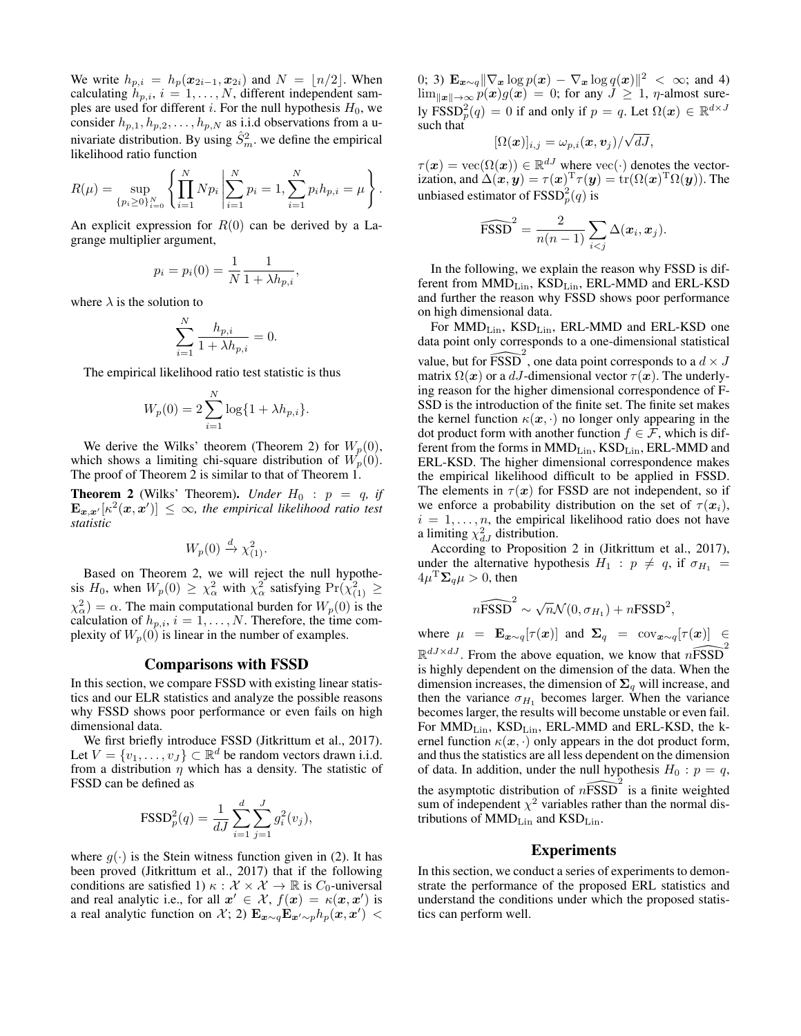We write $h_{p,i} = h_p(\boldsymbol{x}_{2i-1}, \boldsymbol{x}_{2i})$ and $N = \lfloor n/2 \rfloor$. When calculating $h_{p,i}$, $i = 1, \ldots, N$, different independent samples are used for different $i$. For the null hypothesis $H_0$, we consider $h_{p,1}, h_{p,2}, \ldots, h_{p,N}$ as i.i.d observations from a univariate distribution. By using $\hat{S}_m^2$. we define the empirical likelihood ratio function

$$R(\mu) = \sup_{\{p_i \geq 0\}_{i=0}^N} \left\{ \prod_{i=1}^N N p_i \left| \sum_{i=1}^N p_i = 1, \sum_{i=1}^N p_i h_{p,i} = \mu \right. \right\}.$$

An explicit expression for $R(0)$ can be derived by a Lagrange multiplier argument,

$$p_i = p_i(0) = \frac{1}{N} \frac{1}{1 + \lambda h_{p,i}},$$

where $\lambda$ is the solution to

$$\sum_{i=1}^N \frac{h_{p,i}}{1 + \lambda h_{p,i}} = 0.$$

The empirical likelihood ratio test statistic is thus

$$W_p(0) = 2 \sum_{i=1}^N \log\{1 + \lambda h_{p,i}\}.$$

We derive the Wilks' theorem (Theorem 2) for $W_p(0)$, which shows a limiting chi-square distribution of $W_p(0)$. The proof of Theorem 2 is similar to that of Theorem 1.

**Theorem 2** (Wilks' Theorem). *Under $H_0 : p = q$, if $\mathbf{E}_{\boldsymbol{x},\boldsymbol{x}'}[\kappa^2(\boldsymbol{x}, \boldsymbol{x}')] \leq \infty$, the empirical likelihood ratio test statistic*

$$W_p(0) \xrightarrow{d} \chi^2_{(1)}.$$

Based on Theorem 2, we will reject the null hypothesis $H_0$, when $W_p(0) \geq \chi^2_\alpha$ with $\chi^2_\alpha$ satisfying $\Pr(\chi^2_{(1)} \geq \chi^2_\alpha) = \alpha$. The main computational burden for $W_p(0)$ is the calculation of $h_{p,i}$, $i = 1, \ldots, N$. Therefore, the time complexity of $W_p(0)$ is linear in the number of examples.

## Comparisons with FSSD

In this section, we compare FSSD with existing linear statistics and our ELR statistics and analyze the possible reasons why FSSD shows poor performance or even fails on high dimensional data.

We first briefly introduce FSSD (Jitkrittum et al., 2017). Let $V = \{v_1, \ldots, v_J\} \subset \mathbb{R}^d$ be random vectors drawn i.i.d. from a distribution $\eta$ which has a density. The statistic of FSSD can be defined as

$$\mathrm{FSSD}_p^2(q) = \frac{1}{dJ} \sum_{i=1}^d \sum_{j=1}^J g_i^2(v_j),$$

where $g(\cdot)$ is the Stein witness function given in (2). It has been proved (Jitkrittum et al., 2017) that if the following conditions are satisfied 1) $\kappa : \mathcal{X} \times \mathcal{X} \to \mathbb{R}$ is $C_0$-universal and real analytic i.e., for all $\boldsymbol{x}' \in \mathcal{X}$, $f(\boldsymbol{x}) = \kappa(\boldsymbol{x}, \boldsymbol{x}')$ is a real analytic function on $\mathcal{X}$; 2) $\mathbf{E}_{\boldsymbol{x}\sim q} \mathbf{E}_{\boldsymbol{x}'\sim p} h_p(\boldsymbol{x}, \boldsymbol{x}') < 0$; 3) $\mathbf{E}_{\boldsymbol{x}\sim q} \|\nabla_{\boldsymbol{x}} \log p(\boldsymbol{x}) - \nabla_{\boldsymbol{x}} \log q(\boldsymbol{x})\|^2 < \infty$; and 4) $\lim_{\|\boldsymbol{x}\| \to \infty} p(\boldsymbol{x}) g(\boldsymbol{x}) = 0$; for any $J \geq 1$, $\eta$-almost surely $\mathrm{FSSD}_p^2(q) = 0$ if and only if $p = q$. Let $\Omega(\boldsymbol{x}) \in \mathbb{R}^{d \times J}$ such that

$$[\Omega(\boldsymbol{x})]_{i,j} = \omega_{p,i}(\boldsymbol{x}, \boldsymbol{v}_j)/\sqrt{dJ},$$

$\tau(\boldsymbol{x}) = \mathrm{vec}(\Omega(\boldsymbol{x})) \in \mathbb{R}^{dJ}$ where $\mathrm{vec}(\cdot)$ denotes the vectorization, and $\Delta(\boldsymbol{x}, \boldsymbol{y}) = \tau(\boldsymbol{x})^{\mathrm{T}} \tau(\boldsymbol{y}) = \mathrm{tr}(\Omega(\boldsymbol{x})^{\mathrm{T}} \Omega(\boldsymbol{y}))$. The unbiased estimator of $\mathrm{FSSD}_p^2(q)$ is

$$\widehat{\mathrm{FSSD}}^2 = \frac{2}{n(n-1)} \sum_{i<j} \Delta(\boldsymbol{x}_i, \boldsymbol{x}_j).$$

In the following, we explain the reason why FSSD is different from $\mathrm{MMD}_{\mathrm{Lin}}$, $\mathrm{KSD}_{\mathrm{Lin}}$, ERL-MMD and ERL-KSD and further the reason why FSSD shows poor performance on high dimensional data.

For $\mathrm{MMD}_{\mathrm{Lin}}$, $\mathrm{KSD}_{\mathrm{Lin}}$, ERL-MMD and ERL-KSD one data point only corresponds to a one-dimensional statistical value, but for $\widehat{\mathrm{FSSD}}^2$, one data point corresponds to a $d \times J$ matrix $\Omega(\boldsymbol{x})$ or a $dJ$-dimensional vector $\tau(\boldsymbol{x})$. The underlying reason for the higher dimensional correspondence of FSSD is the introduction of the finite set. The finite set makes the kernel function $\kappa(\boldsymbol{x}, \cdot)$ no longer only appearing in the dot product form with another function $f \in \mathcal{F}$, which is different from the forms in $\mathrm{MMD}_{\mathrm{Lin}}$, $\mathrm{KSD}_{\mathrm{Lin}}$, ERL-MMD and ERL-KSD. The higher dimensional correspondence makes the empirical likelihood difficult to be applied in FSSD. The elements in $\tau(\boldsymbol{x})$ for FSSD are not independent, so if we enforce a probability distribution on the set of $\tau(\boldsymbol{x}_i)$, $i = 1, \ldots, n$, the empirical likelihood ratio does not have a limiting $\chi^2_{dJ}$ distribution.

According to Proposition 2 in (Jitkrittum et al., 2017), under the alternative hypothesis $H_1 : p \neq q$, if $\sigma_{H_1} = 4\mu^{\mathrm{T}} \boldsymbol{\Sigma}_q \mu > 0$, then

$$n\widehat{\mathrm{FSSD}}^2 \sim \sqrt{n}\mathcal{N}(0, \sigma_{H_1}) + n\mathrm{FSSD}^2,$$

where $\mu = \mathbf{E}_{\boldsymbol{x}\sim q}[\tau(\boldsymbol{x})]$ and $\boldsymbol{\Sigma}_q = \mathrm{cov}_{\boldsymbol{x}\sim q}[\tau(\boldsymbol{x})] \in \mathbb{R}^{dJ \times dJ}$. From the above equation, we know that $n\widehat{\mathrm{FSSD}}^2$ is highly dependent on the dimension of the data. When the dimension increases, the dimension of $\boldsymbol{\Sigma}_q$ will increase, and then the variance $\sigma_{H_1}$ becomes larger. When the variance becomes larger, the results will become unstable or even fail. For $\mathrm{MMD}_{\mathrm{Lin}}$, $\mathrm{KSD}_{\mathrm{Lin}}$, ERL-MMD and ERL-KSD, the kernel function $\kappa(\boldsymbol{x}, \cdot)$ only appears in the dot product form, and thus the statistics are all less dependent on the dimension of data. In addition, under the null hypothesis $H_0 : p = q$, the asymptotic distribution of $n\widehat{\mathrm{FSSD}}^2$ is a finite weighted sum of independent $\chi^2$ variables rather than the normal distributions of $\mathrm{MMD}_{\mathrm{Lin}}$ and $\mathrm{KSD}_{\mathrm{Lin}}$.

## Experiments

In this section, we conduct a series of experiments to demonstrate the performance of the proposed ERL statistics and understand the conditions under which the proposed statistics can perform well.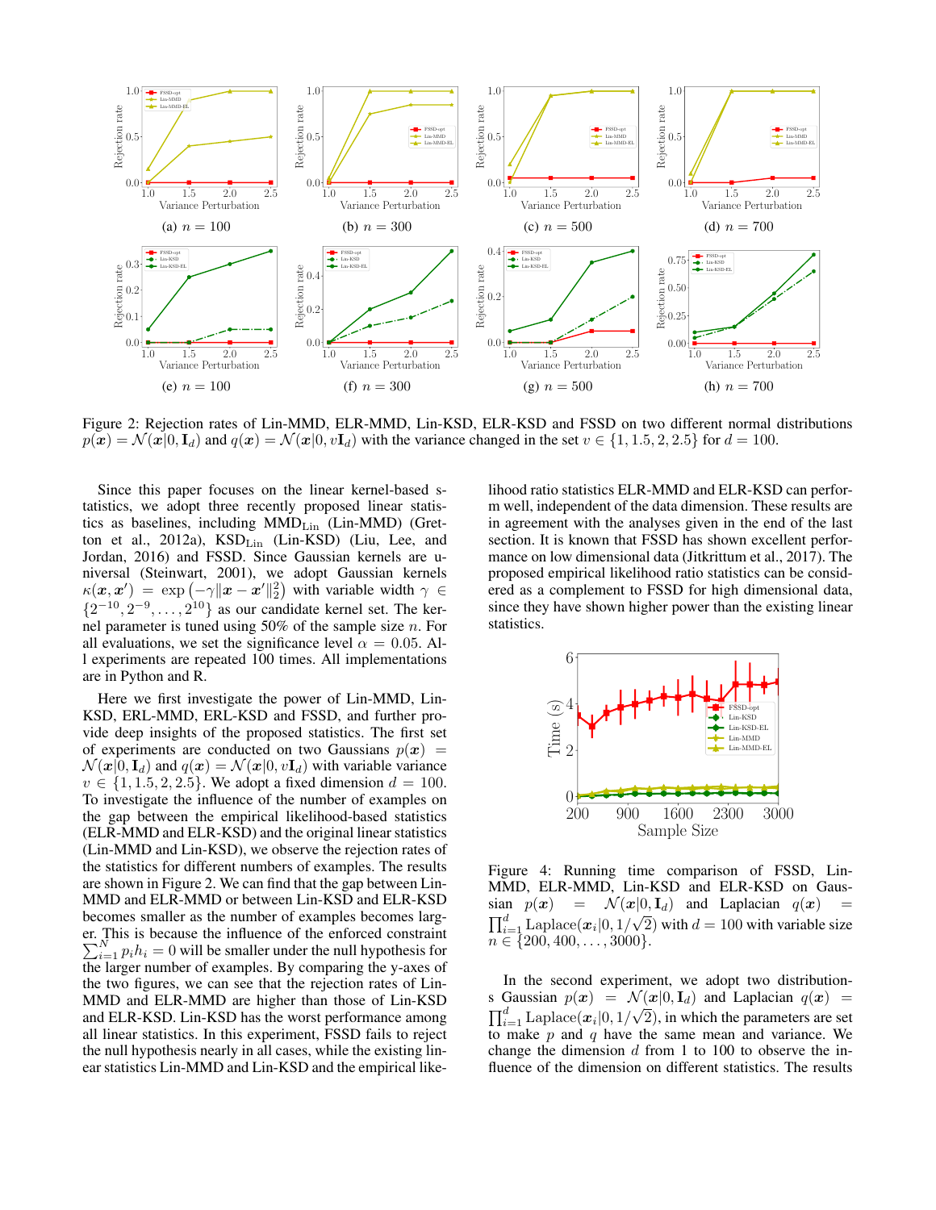Figure 2: Rejection rates of Lin-MMD, ELR-MMD, Lin-KSD, ELR-KSD and FSSD on two different normal distributions $p(\boldsymbol{x}) = \mathcal{N}(\boldsymbol{x}|0, \mathbf{I}_d)$ and $q(\boldsymbol{x}) = \mathcal{N}(\boldsymbol{x}|0, v\mathbf{I}_d)$ with the variance changed in the set $v \in \{1, 1.5, 2, 2.5\}$ for $d = 100$.

Since this paper focuses on the linear kernel-based statistics, we adopt three recently proposed linear statistics as baselines, including $\text{MMD}_{\text{Lin}}$ (Lin-MMD) (Gretton et al., 2012a), $\text{KSD}_{\text{Lin}}$ (Lin-KSD) (Liu, Lee, and Jordan, 2016) and FSSD. Since Gaussian kernels are universal (Steinwart, 2001), we adopt Gaussian kernels $\kappa(\boldsymbol{x}, \boldsymbol{x}') = \exp\left(-\gamma\|\boldsymbol{x} - \boldsymbol{x}'\|_2^2\right)$ with variable width $\gamma \in \{2^{-10}, 2^{-9}, \ldots, 2^{10}\}$ as our candidate kernel set. The kernel parameter is tuned using 50% of the sample size $n$. For all evaluations, we set the significance level $\alpha = 0.05$. All experiments are repeated 100 times. All implementations are in Python and R.

Here we first investigate the power of Lin-MMD, Lin-KSD, ERL-MMD, ERL-KSD and FSSD, and further provide deep insights of the proposed statistics. The first set of experiments are conducted on two Gaussians $p(\boldsymbol{x}) = \mathcal{N}(\boldsymbol{x}|0, \mathbf{I}_d)$ and $q(\boldsymbol{x}) = \mathcal{N}(\boldsymbol{x}|0, v\mathbf{I}_d)$ with variable variance $v \in \{1, 1.5, 2, 2.5\}$. We adopt a fixed dimension $d = 100$. To investigate the influence of the number of examples on the gap between the empirical likelihood-based statistics (ELR-MMD and ELR-KSD) and the original linear statistics (Lin-MMD and Lin-KSD), we observe the rejection rates of the statistics for different numbers of examples. The results are shown in Figure 2. We can find that the gap between Lin-MMD and ELR-MMD or between Lin-KSD and ELR-KSD becomes smaller as the number of examples becomes larger. This is because the influence of the enforced constraint $\sum_{i=1}^{N} p_i h_i = 0$ will be smaller under the null hypothesis for the larger number of examples. By comparing the y-axes of the two figures, we can see that the rejection rates of Lin-MMD and ELR-MMD are higher than those of Lin-KSD and ELR-KSD. Lin-KSD has the worst performance among all linear statistics. In this experiment, FSSD fails to reject the null hypothesis nearly in all cases, while the existing linear statistics Lin-MMD and Lin-KSD and the empirical likelihood ratio statistics ELR-MMD and ELR-KSD can perform well, independent of the data dimension. These results are in agreement with the analyses given in the end of the last section. It is known that FSSD has shown excellent performance on low dimensional data (Jitkrittum et al., 2017). The proposed empirical likelihood ratio statistics can be considered as a complement to FSSD for high dimensional data, since they have shown higher power than the existing linear statistics.

Figure 4: Running time comparison of FSSD, Lin-MMD, ELR-MMD, Lin-KSD and ELR-KSD on Gaussian $p(\boldsymbol{x}) = \mathcal{N}(\boldsymbol{x}|0, \mathbf{I}_d)$ and Laplacian $q(\boldsymbol{x}) = \prod_{i=1}^{d} \text{Laplace}(\boldsymbol{x}_i|0, 1/\sqrt{2})$ with $d = 100$ with variable size $n \in \{200, 400, \ldots, 3000\}$.

In the second experiment, we adopt two distributions Gaussian $p(\boldsymbol{x}) = \mathcal{N}(\boldsymbol{x}|0, \mathbf{I}_d)$ and Laplacian $q(\boldsymbol{x}) = \prod_{i=1}^{d} \text{Laplace}(\boldsymbol{x}_i|0, 1/\sqrt{2})$, in which the parameters are set to make $p$ and $q$ have the same mean and variance. We change the dimension $d$ from 1 to 100 to observe the influence of the dimension on different statistics. The results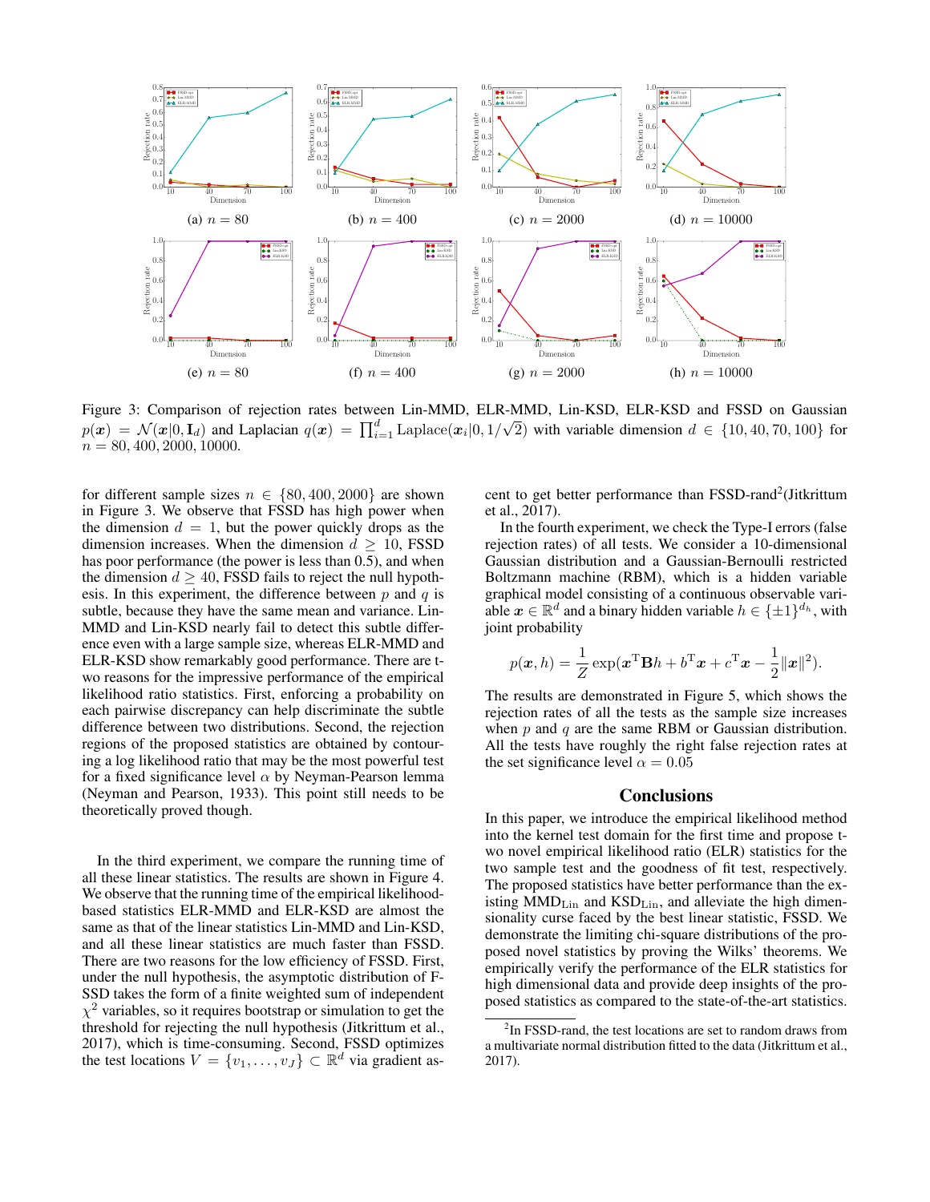(a) $n = 80$ (b) $n = 400$ (c) $n = 2000$ (d) $n = 10000$

(e) $n = 80$ (f) $n = 400$ (g) $n = 2000$ (h) $n = 10000$

Figure 3: Comparison of rejection rates between Lin-MMD, ELR-MMD, Lin-KSD, ELR-KSD and FSSD on Gaussian $p(\boldsymbol{x}) = \mathcal{N}(\boldsymbol{x}|0, \mathbf{I}_d)$ and Laplacian $q(\boldsymbol{x}) = \prod_{i=1}^{d} \text{Laplace}(\boldsymbol{x}_i|0, 1/\sqrt{2})$ with variable dimension $d \in \{10, 40, 70, 100\}$ for $n = 80, 400, 2000, 10000$.

for different sample sizes $n \in \{80, 400, 2000\}$ are shown in Figure 3. We observe that FSSD has high power when the dimension $d = 1$, but the power quickly drops as the dimension increases. When the dimension $d \geq 10$, FSSD has poor performance (the power is less than 0.5), and when the dimension $d \geq 40$, FSSD fails to reject the null hypothesis. In this experiment, the difference between $p$ and $q$ is subtle, because they have the same mean and variance. Lin-MMD and Lin-KSD nearly fail to detect this subtle difference even with a large sample size, whereas ELR-MMD and ELR-KSD show remarkably good performance. There are two reasons for the impressive performance of the empirical likelihood ratio statistics. First, enforcing a probability on each pairwise discrepancy can help discriminate the subtle difference between two distributions. Second, the rejection regions of the proposed statistics are obtained by contouring a log likelihood ratio that may be the most powerful test for a fixed significance level $\alpha$ by Neyman-Pearson lemma (Neyman and Pearson, 1933). This point still needs to be theoretically proved though.

In the third experiment, we compare the running time of all these linear statistics. The results are shown in Figure 4. We observe that the running time of the empirical likelihood-based statistics ELR-MMD and ELR-KSD are almost the same as that of the linear statistics Lin-MMD and Lin-KSD, and all these linear statistics are much faster than FSSD. There are two reasons for the low efficiency of FSSD. First, under the null hypothesis, the asymptotic distribution of FSSD takes the form of a finite weighted sum of independent $\chi^2$ variables, so it requires bootstrap or simulation to get the threshold for rejecting the null hypothesis (Jitkrittum et al., 2017), which is time-consuming. Second, FSSD optimizes the test locations $V = \{v_1, \ldots, v_J\} \subset \mathbb{R}^d$ via gradient ascent to get better performance than FSSD-rand[2](Jitkrittum et al., 2017).

In the fourth experiment, we check the Type-I errors (false rejection rates) of all tests. We consider a 10-dimensional Gaussian distribution and a Gaussian-Bernoulli restricted Boltzmann machine (RBM), which is a hidden variable graphical model consisting of a continuous observable variable $\boldsymbol{x} \in \mathbb{R}^d$ and a binary hidden variable $h \in \{\pm 1\}^{d_h}$, with joint probability

$$p(\boldsymbol{x}, h) = \frac{1}{Z} \exp(\boldsymbol{x}^{\mathrm{T}} \mathbf{B} h + b^{\mathrm{T}} \boldsymbol{x} + c^{\mathrm{T}} \boldsymbol{x} - \frac{1}{2} \|\boldsymbol{x}\|^2).$$

The results are demonstrated in Figure 5, which shows the rejection rates of all the tests as the sample size increases when $p$ and $q$ are the same RBM or Gaussian distribution. All the tests have roughly the right false rejection rates at the set significance level $\alpha = 0.05$

## Conclusions

In this paper, we introduce the empirical likelihood method into the kernel test domain for the first time and propose two novel empirical likelihood ratio (ELR) statistics for the two sample test and the goodness of fit test, respectively. The proposed statistics have better performance than the existing $\text{MMD}_{\text{Lin}}$ and $\text{KSD}_{\text{Lin}}$, and alleviate the high dimensionality curse faced by the best linear statistic, FSSD. We demonstrate the limiting chi-square distributions of the proposed novel statistics by proving the Wilks' theorems. We empirically verify the performance of the ELR statistics for high dimensional data and provide deep insights of the proposed statistics as compared to the state-of-the-art statistics.

[2]In FSSD-rand, the test locations are set to random draws from a multivariate normal distribution fitted to the data (Jitkrittum et al., 2017).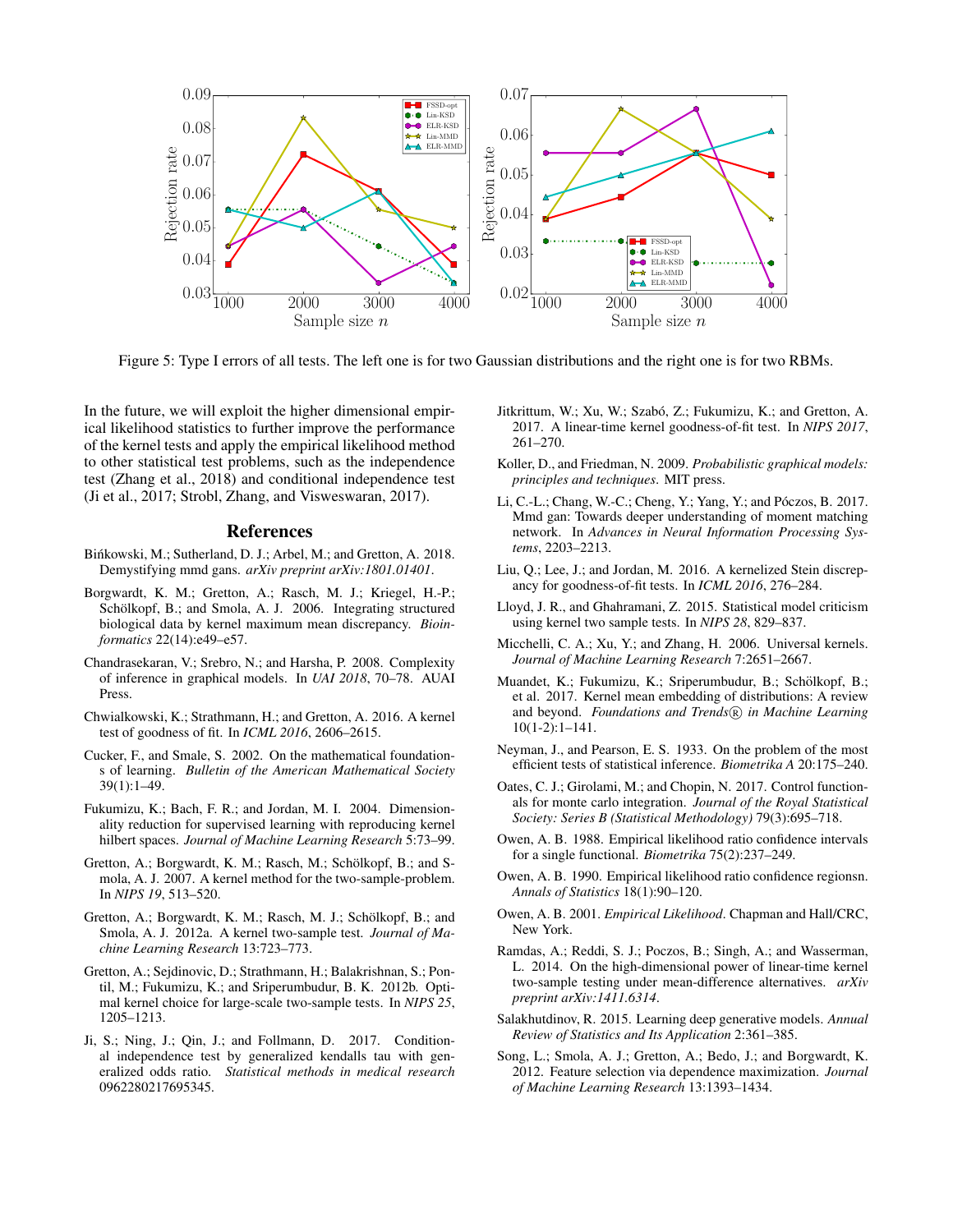Figure 5: Type I errors of all tests. The left one is for two Gaussian distributions and the right one is for two RBMs.

In the future, we will exploit the higher dimensional empirical likelihood statistics to further improve the performance of the kernel tests and apply the empirical likelihood method to other statistical test problems, such as the independence test (Zhang et al., 2018) and conditional independence test (Ji et al., 2017; Strobl, Zhang, and Visweswaran, 2017).

## References

Bińkowski, M.; Sutherland, D. J.; Arbel, M.; and Gretton, A. 2018. Demystifying mmd gans. *arXiv preprint arXiv:1801.01401*.

Borgwardt, K. M.; Gretton, A.; Rasch, M. J.; Kriegel, H.-P.; Schölkopf, B.; and Smola, A. J. 2006. Integrating structured biological data by kernel maximum mean discrepancy. *Bioinformatics* 22(14):e49–e57.

Chandrasekaran, V.; Srebro, N.; and Harsha, P. 2008. Complexity of inference in graphical models. In *UAI 2018*, 70–78. AUAI Press.

Chwialkowski, K.; Strathmann, H.; and Gretton, A. 2016. A kernel test of goodness of fit. In *ICML 2016*, 2606–2615.

Cucker, F., and Smale, S. 2002. On the mathematical foundations of learning. *Bulletin of the American Mathematical Society* 39(1):1–49.

Fukumizu, K.; Bach, F. R.; and Jordan, M. I. 2004. Dimensionality reduction for supervised learning with reproducing kernel hilbert spaces. *Journal of Machine Learning Research* 5:73–99.

Gretton, A.; Borgwardt, K. M.; Rasch, M.; Schölkopf, B.; and Smola, A. J. 2007. A kernel method for the two-sample-problem. In *NIPS 19*, 513–520.

Gretton, A.; Borgwardt, K. M.; Rasch, M. J.; Schölkopf, B.; and Smola, A. J. 2012a. A kernel two-sample test. *Journal of Machine Learning Research* 13:723–773.

Gretton, A.; Sejdinovic, D.; Strathmann, H.; Balakrishnan, S.; Pontil, M.; Fukumizu, K.; and Sriperumbudur, B. K. 2012b. Optimal kernel choice for large-scale two-sample tests. In *NIPS 25*, 1205–1213.

Ji, S.; Ning, J.; Qin, J.; and Follmann, D. 2017. Conditional independence test by generalized kendalls tau with generalized odds ratio. *Statistical methods in medical research* 0962280217695345.

Jitkrittum, W.; Xu, W.; Szabó, Z.; Fukumizu, K.; and Gretton, A. 2017. A linear-time kernel goodness-of-fit test. In *NIPS 2017*, 261–270.

Koller, D., and Friedman, N. 2009. *Probabilistic graphical models: principles and techniques*. MIT press.

Li, C.-L.; Chang, W.-C.; Cheng, Y.; Yang, Y.; and Póczos, B. 2017. Mmd gan: Towards deeper understanding of moment matching network. In *Advances in Neural Information Processing Systems*, 2203–2213.

Liu, Q.; Lee, J.; and Jordan, M. 2016. A kernelized Stein discrepancy for goodness-of-fit tests. In *ICML 2016*, 276–284.

Lloyd, J. R., and Ghahramani, Z. 2015. Statistical model criticism using kernel two sample tests. In *NIPS 28*, 829–837.

Micchelli, C. A.; Xu, Y.; and Zhang, H. 2006. Universal kernels. *Journal of Machine Learning Research* 7:2651–2667.

Muandet, K.; Fukumizu, K.; Sriperumbudur, B.; Schölkopf, B.; et al. 2017. Kernel mean embedding of distributions: A review and beyond. *Foundations and Trends® in Machine Learning* 10(1-2):1–141.

Neyman, J., and Pearson, E. S. 1933. On the problem of the most efficient tests of statistical inference. *Biometrika A* 20:175–240.

Oates, C. J.; Girolami, M.; and Chopin, N. 2017. Control functionals for monte carlo integration. *Journal of the Royal Statistical Society: Series B (Statistical Methodology)* 79(3):695–718.

Owen, A. B. 1988. Empirical likelihood ratio confidence intervals for a single functional. *Biometrika* 75(2):237–249.

Owen, A. B. 1990. Empirical likelihood ratio confidence regionsn. *Annals of Statistics* 18(1):90–120.

Owen, A. B. 2001. *Empirical Likelihood*. Chapman and Hall/CRC, New York.

Ramdas, A.; Reddi, S. J.; Poczos, B.; Singh, A.; and Wasserman, L. 2014. On the high-dimensional power of linear-time kernel two-sample testing under mean-difference alternatives. *arXiv preprint arXiv:1411.6314*.

Salakhutdinov, R. 2015. Learning deep generative models. *Annual Review of Statistics and Its Application* 2:361–385.

Song, L.; Smola, A. J.; Gretton, A.; Bedo, J.; and Borgwardt, K. 2012. Feature selection via dependence maximization. *Journal of Machine Learning Research* 13:1393–1434.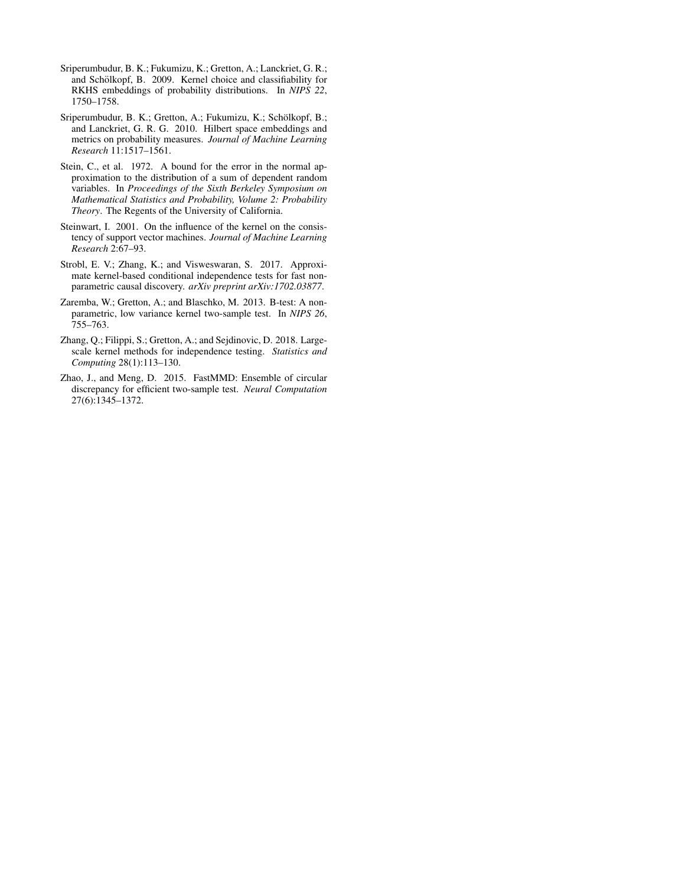Sriperumbudur, B. K.; Fukumizu, K.; Gretton, A.; Lanckriet, G. R.; and Schölkopf, B. 2009. Kernel choice and classifiability for RKHS embeddings of probability distributions. In *NIPS 22*, 1750–1758.

Sriperumbudur, B. K.; Gretton, A.; Fukumizu, K.; Schölkopf, B.; and Lanckriet, G. R. G. 2010. Hilbert space embeddings and metrics on probability measures. *Journal of Machine Learning Research* 11:1517–1561.

Stein, C., et al. 1972. A bound for the error in the normal approximation to the distribution of a sum of dependent random variables. In *Proceedings of the Sixth Berkeley Symposium on Mathematical Statistics and Probability, Volume 2: Probability Theory*. The Regents of the University of California.

Steinwart, I. 2001. On the influence of the kernel on the consistency of support vector machines. *Journal of Machine Learning Research* 2:67–93.

Strobl, E. V.; Zhang, K.; and Visweswaran, S. 2017. Approximate kernel-based conditional independence tests for fast nonparametric causal discovery. *arXiv preprint arXiv:1702.03877*.

Zaremba, W.; Gretton, A.; and Blaschko, M. 2013. B-test: A nonparametric, low variance kernel two-sample test. In *NIPS 26*, 755–763.

Zhang, Q.; Filippi, S.; Gretton, A.; and Sejdinovic, D. 2018. Large-scale kernel methods for independence testing. *Statistics and Computing* 28(1):113–130.

Zhao, J., and Meng, D. 2015. FastMMD: Ensemble of circular discrepancy for efficient two-sample test. *Neural Computation* 27(6):1345–1372.